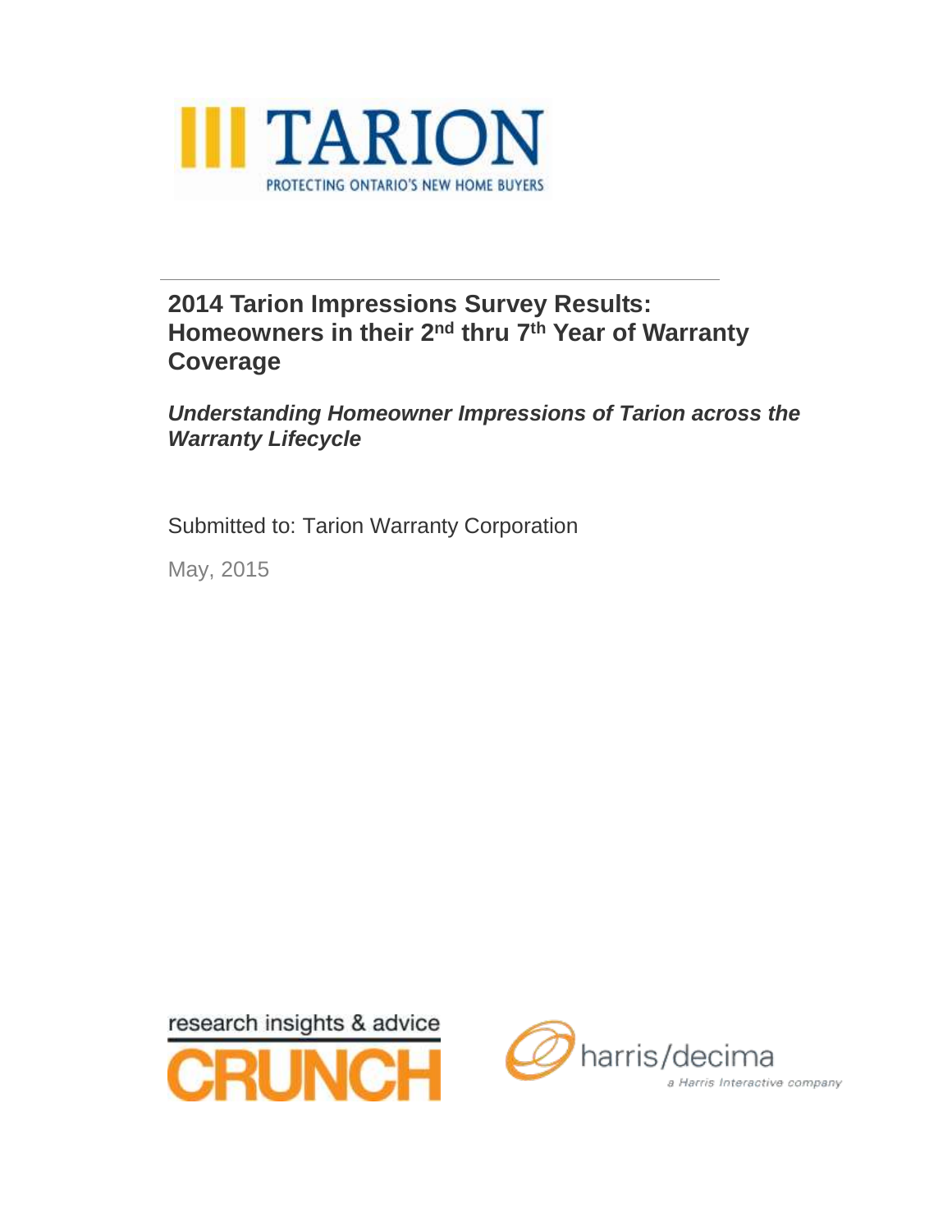TARION

PROTECTING ONTARIO'S NEW HOME BUYERS

# 2014 Tarion Impressions Survey Results: Homeowners in their 2nd thru 7th Year of Warranty Coverage

***Understanding Homeowner Impressions of Tarion across the Warranty Lifecycle***

Submitted to: Tarion Warranty Corporation

May, 2015

research insights & advice

CRUNCH

harris/decima

a Harris Interactive company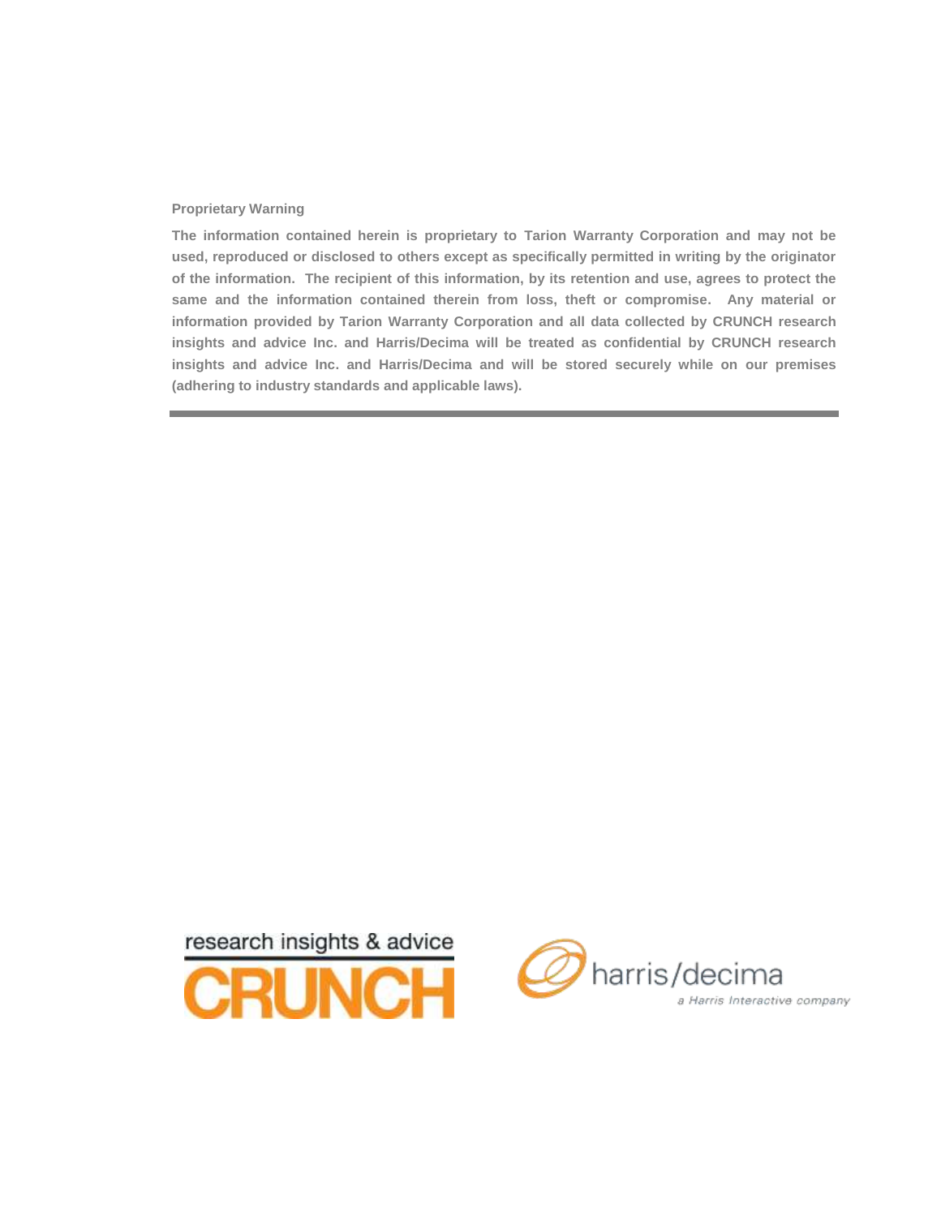**Proprietary Warning**

**The information contained herein is proprietary to Tarion Warranty Corporation and may not be used, reproduced or disclosed to others except as specifically permitted in writing by the originator of the information. The recipient of this information, by its retention and use, agrees to protect the same and the information contained therein from loss, theft or compromise. Any material or information provided by Tarion Warranty Corporation and all data collected by CRUNCH research insights and advice Inc. and Harris/Decima will be treated as confidential by CRUNCH research insights and advice Inc. and Harris/Decima and will be stored securely while on our premises (adhering to industry standards and applicable laws).**

---

research insights & advice
CRUNCH

harris/decima
a Harris Interactive company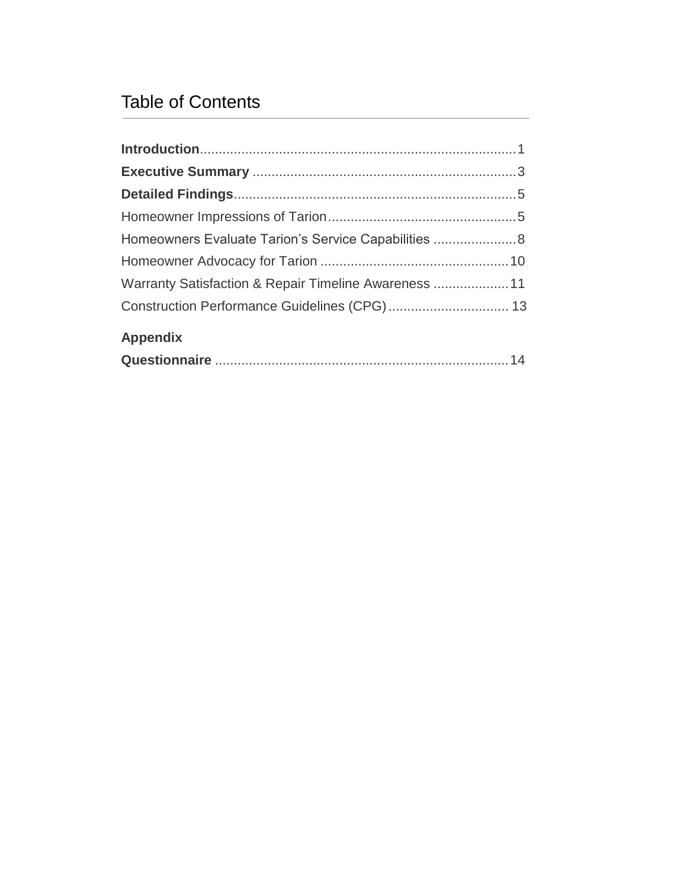# Table of Contents

**Introduction**....................................................................................1

**Executive Summary** ......................................................................3

**Detailed Findings**...........................................................................5

Homeowner Impressions of Tarion..................................................5

Homeowners Evaluate Tarion's Service Capabilities ......................8

Homeowner Advocacy for Tarion ..................................................10

Warranty Satisfaction & Repair Timeline Awareness ....................11

Construction Performance Guidelines (CPG)................................ 13

**Appendix**

**Questionnaire** .............................................................................14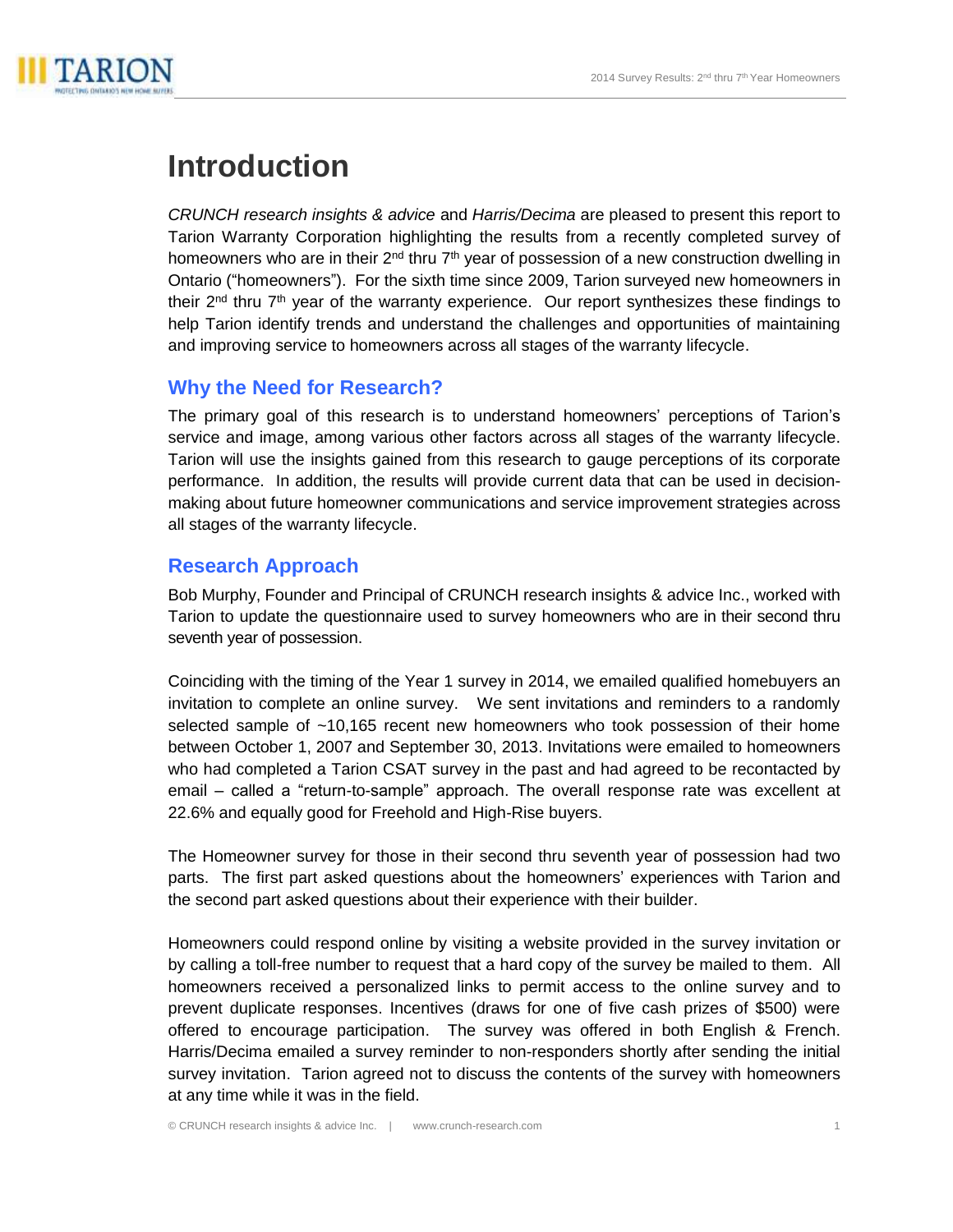# Introduction

*CRUNCH research insights & advice* and *Harris/Decima* are pleased to present this report to Tarion Warranty Corporation highlighting the results from a recently completed survey of homeowners who are in their 2nd thru 7th year of possession of a new construction dwelling in Ontario ("homeowners"). For the sixth time since 2009, Tarion surveyed new homeowners in their 2nd thru 7th year of the warranty experience. Our report synthesizes these findings to help Tarion identify trends and understand the challenges and opportunities of maintaining and improving service to homeowners across all stages of the warranty lifecycle.

## Why the Need for Research?

The primary goal of this research is to understand homeowners' perceptions of Tarion's service and image, among various other factors across all stages of the warranty lifecycle. Tarion will use the insights gained from this research to gauge perceptions of its corporate performance. In addition, the results will provide current data that can be used in decision-making about future homeowner communications and service improvement strategies across all stages of the warranty lifecycle.

## Research Approach

Bob Murphy, Founder and Principal of CRUNCH research insights & advice Inc., worked with Tarion to update the questionnaire used to survey homeowners who are in their second thru seventh year of possession.

Coinciding with the timing of the Year 1 survey in 2014, we emailed qualified homebuyers an invitation to complete an online survey. We sent invitations and reminders to a randomly selected sample of ~10,165 recent new homeowners who took possession of their home between October 1, 2007 and September 30, 2013. Invitations were emailed to homeowners who had completed a Tarion CSAT survey in the past and had agreed to be recontacted by email – called a "return-to-sample" approach. The overall response rate was excellent at 22.6% and equally good for Freehold and High-Rise buyers.

The Homeowner survey for those in their second thru seventh year of possession had two parts. The first part asked questions about the homeowners' experiences with Tarion and the second part asked questions about their experience with their builder.

Homeowners could respond online by visiting a website provided in the survey invitation or by calling a toll-free number to request that a hard copy of the survey be mailed to them. All homeowners received a personalized links to permit access to the online survey and to prevent duplicate responses. Incentives (draws for one of five cash prizes of $500) were offered to encourage participation. The survey was offered in both English & French. Harris/Decima emailed a survey reminder to non-responders shortly after sending the initial survey invitation. Tarion agreed not to discuss the contents of the survey with homeowners at any time while it was in the field.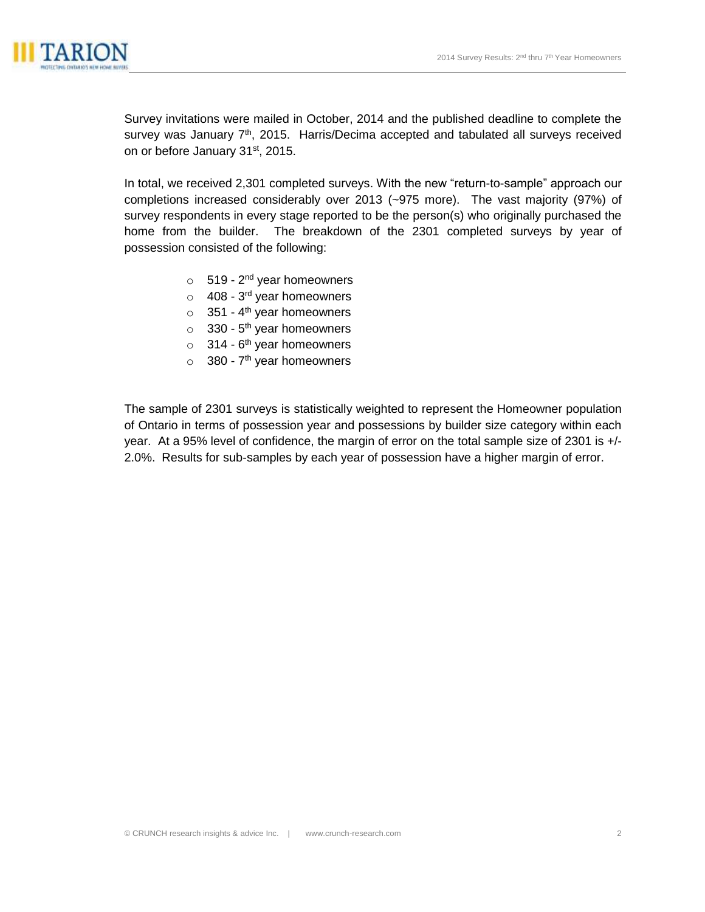Survey invitations were mailed in October, 2014 and the published deadline to complete the survey was January 7th, 2015. Harris/Decima accepted and tabulated all surveys received on or before January 31st, 2015.

In total, we received 2,301 completed surveys. With the new "return-to-sample" approach our completions increased considerably over 2013 (~975 more). The vast majority (97%) of survey respondents in every stage reported to be the person(s) who originally purchased the home from the builder. The breakdown of the 2301 completed surveys by year of possession consisted of the following:

- 519 - 2nd year homeowners
- 408 - 3rd year homeowners
- 351 - 4th year homeowners
- 330 - 5th year homeowners
- 314 - 6th year homeowners
- 380 - 7th year homeowners

The sample of 2301 surveys is statistically weighted to represent the Homeowner population of Ontario in terms of possession year and possessions by builder size category within each year. At a 95% level of confidence, the margin of error on the total sample size of 2301 is +/- 2.0%. Results for sub-samples by each year of possession have a higher margin of error.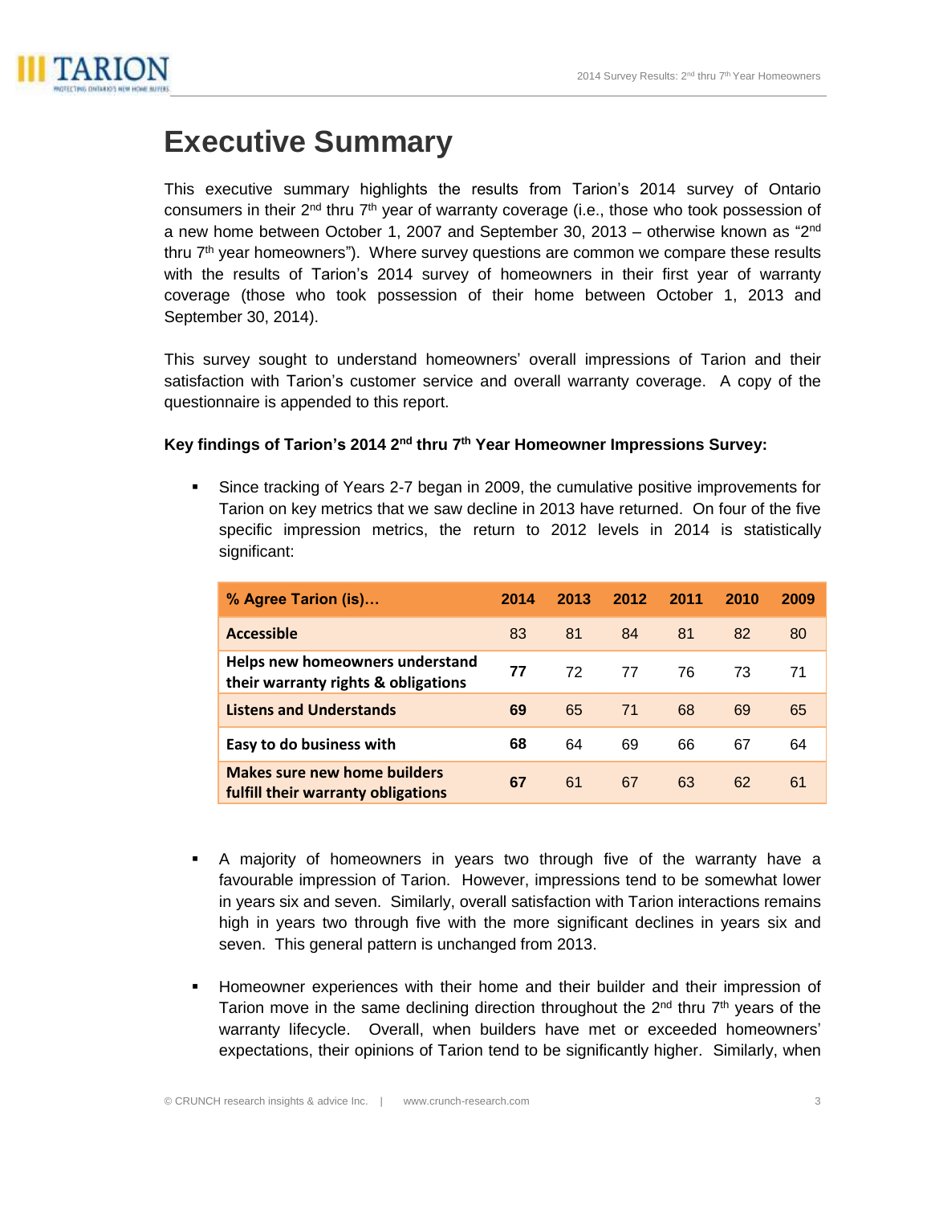# Executive Summary

This executive summary highlights the results from Tarion's 2014 survey of Ontario consumers in their 2nd thru 7th year of warranty coverage (i.e., those who took possession of a new home between October 1, 2007 and September 30, 2013 – otherwise known as "2nd thru 7th year homeowners"). Where survey questions are common we compare these results with the results of Tarion's 2014 survey of homeowners in their first year of warranty coverage (those who took possession of their home between October 1, 2013 and September 30, 2014).

This survey sought to understand homeowners' overall impressions of Tarion and their satisfaction with Tarion's customer service and overall warranty coverage. A copy of the questionnaire is appended to this report.

**Key findings of Tarion's 2014 2nd thru 7th Year Homeowner Impressions Survey:**

- Since tracking of Years 2-7 began in 2009, the cumulative positive improvements for Tarion on key metrics that we saw decline in 2013 have returned. On four of the five specific impression metrics, the return to 2012 levels in 2014 is statistically significant:

| % Agree Tarion (is)… | 2014 | 2013 | 2012 | 2011 | 2010 | 2009 |
|---|---|---|---|---|---|---|
| **Accessible** | 83 | 81 | 84 | 81 | 82 | 80 |
| **Helps new homeowners understand their warranty rights & obligations** | **77** | 72 | 77 | 76 | 73 | 71 |
| **Listens and Understands** | **69** | 65 | 71 | 68 | 69 | 65 |
| **Easy to do business with** | **68** | 64 | 69 | 66 | 67 | 64 |
| **Makes sure new home builders fulfill their warranty obligations** | **67** | 61 | 67 | 63 | 62 | 61 |

- A majority of homeowners in years two through five of the warranty have a favourable impression of Tarion. However, impressions tend to be somewhat lower in years six and seven. Similarly, overall satisfaction with Tarion interactions remains high in years two through five with the more significant declines in years six and seven. This general pattern is unchanged from 2013.

- Homeowner experiences with their home and their builder and their impression of Tarion move in the same declining direction throughout the 2nd thru 7th years of the warranty lifecycle. Overall, when builders have met or exceeded homeowners' expectations, their opinions of Tarion tend to be significantly higher. Similarly, when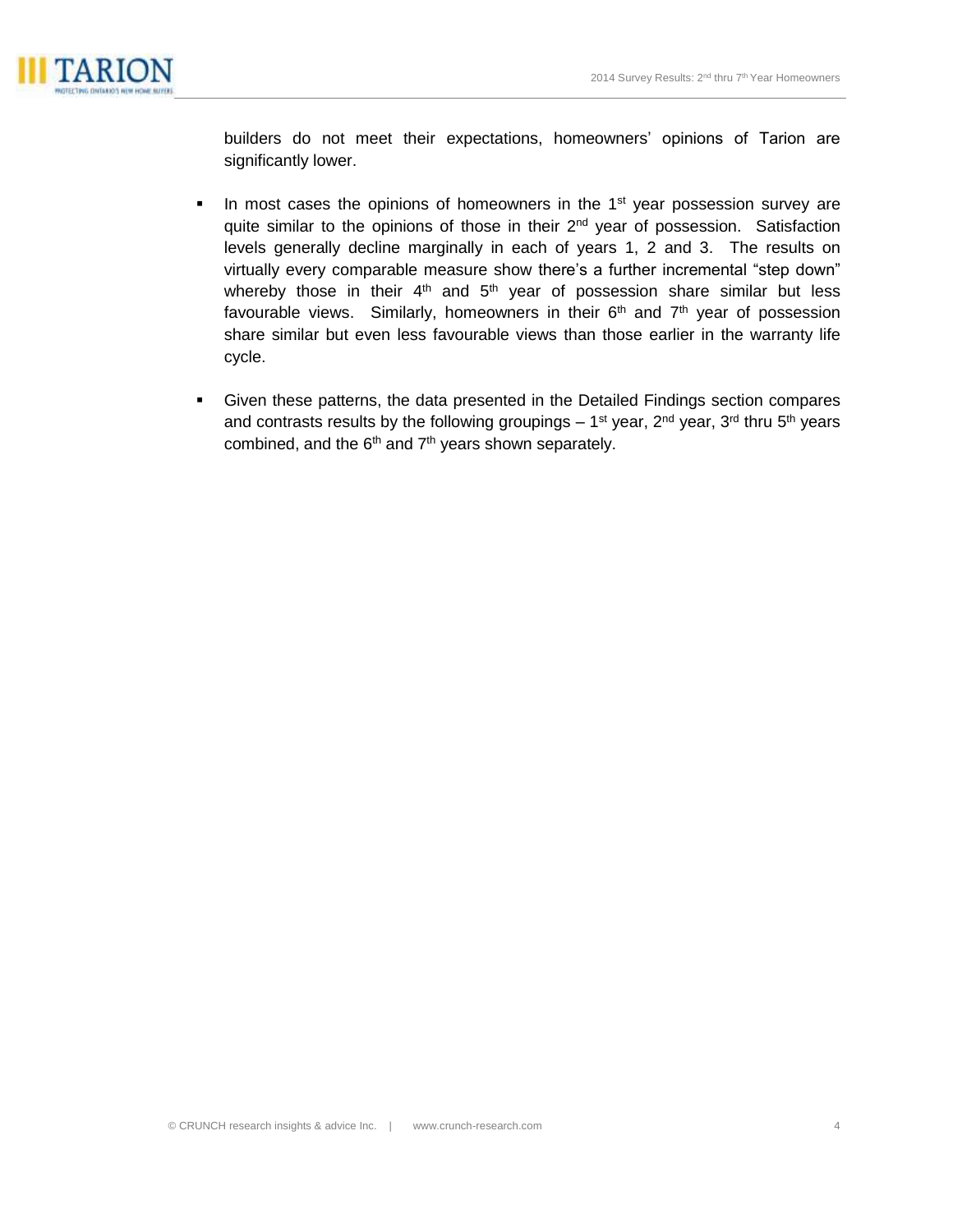builders do not meet their expectations, homeowners' opinions of Tarion are significantly lower.

- In most cases the opinions of homeowners in the 1st year possession survey are quite similar to the opinions of those in their 2nd year of possession. Satisfaction levels generally decline marginally in each of years 1, 2 and 3. The results on virtually every comparable measure show there's a further incremental "step down" whereby those in their 4th and 5th year of possession share similar but less favourable views. Similarly, homeowners in their 6th and 7th year of possession share similar but even less favourable views than those earlier in the warranty life cycle.
- Given these patterns, the data presented in the Detailed Findings section compares and contrasts results by the following groupings – 1st year, 2nd year, 3rd thru 5th years combined, and the 6th and 7th years shown separately.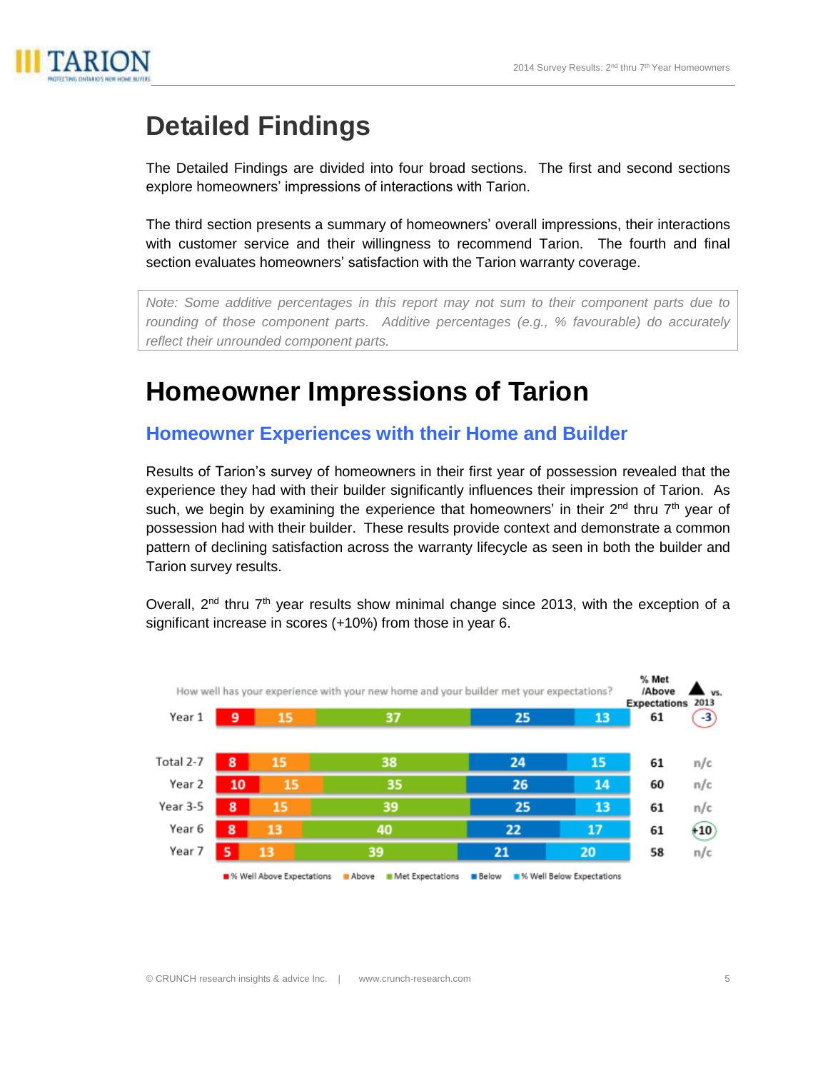# Detailed Findings

The Detailed Findings are divided into four broad sections. The first and second sections explore homeowners' impressions of interactions with Tarion.

The third section presents a summary of homeowners' overall impressions, their interactions with customer service and their willingness to recommend Tarion. The fourth and final section evaluates homeowners' satisfaction with the Tarion warranty coverage.

*Note: Some additive percentages in this report may not sum to their component parts due to rounding of those component parts. Additive percentages (e.g., % favourable) do accurately reflect their unrounded component parts.*

# Homeowner Impressions of Tarion

## Homeowner Experiences with their Home and Builder

Results of Tarion's survey of homeowners in their first year of possession revealed that the experience they had with their builder significantly influences their impression of Tarion. As such, we begin by examining the experience that homeowners' in their 2nd thru 7th year of possession had with their builder. These results provide context and demonstrate a common pattern of declining satisfaction across the warranty lifecycle as seen in both the builder and Tarion survey results.

Overall, 2nd thru 7th year results show minimal change since 2013, with the exception of a significant increase in scores (+10%) from those in year 6.

How well has your experience with your new home and your builder met your expectations?

| | % Well Above Expectations | Above | Met Expectations | Below | % Well Below Expectations | % Met /Above Expectations | ▲ vs. 2013 |
|---|---|---|---|---|---|---|---|
| Year 1 | 9 | 15 | 37 | 25 | 13 | 61 | -3 |
| Total 2-7 | 8 | 15 | 38 | 24 | 15 | 61 | n/c |
| Year 2 | 10 | 15 | 35 | 26 | 14 | 60 | n/c |
| Year 3-5 | 8 | 15 | 39 | 25 | 13 | 61 | n/c |
| Year 6 | 8 | 13 | 40 | 22 | 17 | 61 | +10 |
| Year 7 | 5 | 13 | 39 | 21 | 20 | 58 | n/c |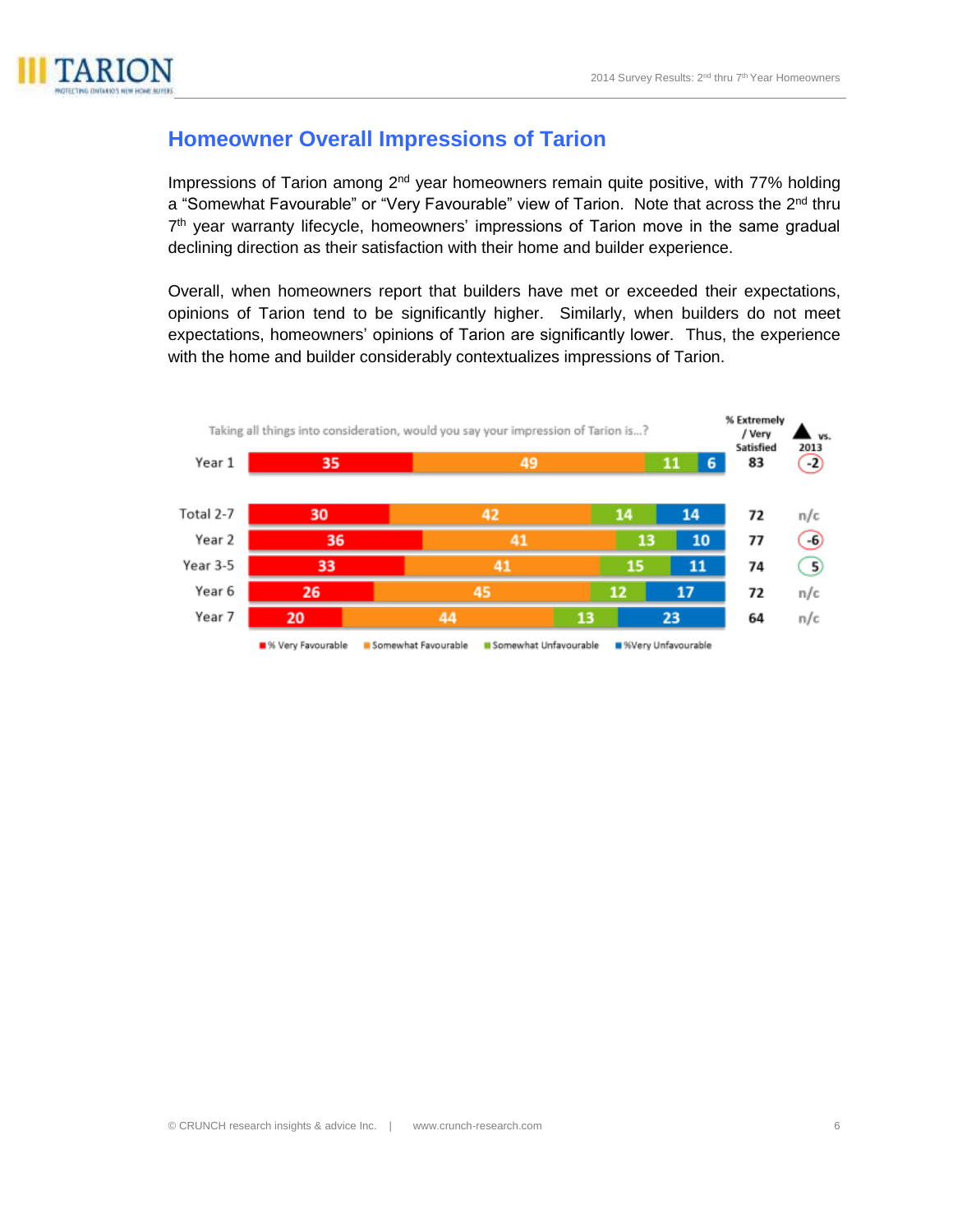## Homeowner Overall Impressions of Tarion

Impressions of Tarion among 2nd year homeowners remain quite positive, with 77% holding a "Somewhat Favourable" or "Very Favourable" view of Tarion. Note that across the 2nd thru 7th year warranty lifecycle, homeowners' impressions of Tarion move in the same gradual declining direction as their satisfaction with their home and builder experience.

Overall, when homeowners report that builders have met or exceeded their expectations, opinions of Tarion tend to be significantly higher. Similarly, when builders do not meet expectations, homeowners' opinions of Tarion are significantly lower. Thus, the experience with the home and builder considerably contextualizes impressions of Tarion.

Taking all things into consideration, would you say your impression of Tarion is...?

| | % Very Favourable | Somewhat Favourable | Somewhat Unfavourable | %Very Unfavourable | % Extremely / Very Satisfied | ▲ vs. 2013 |
|---|---|---|---|---|---|---|
| Year 1 | 35 | 49 | 11 | 6 | 83 | -2 |
| Total 2-7 | 30 | 42 | 14 | 14 | 72 | n/c |
| Year 2 | 36 | 41 | 13 | 10 | 77 | -6 |
| Year 3-5 | 33 | 41 | 15 | 11 | 74 | 5 |
| Year 6 | 26 | 45 | 12 | 17 | 72 | n/c |
| Year 7 | 20 | 44 | 13 | 23 | 64 | n/c |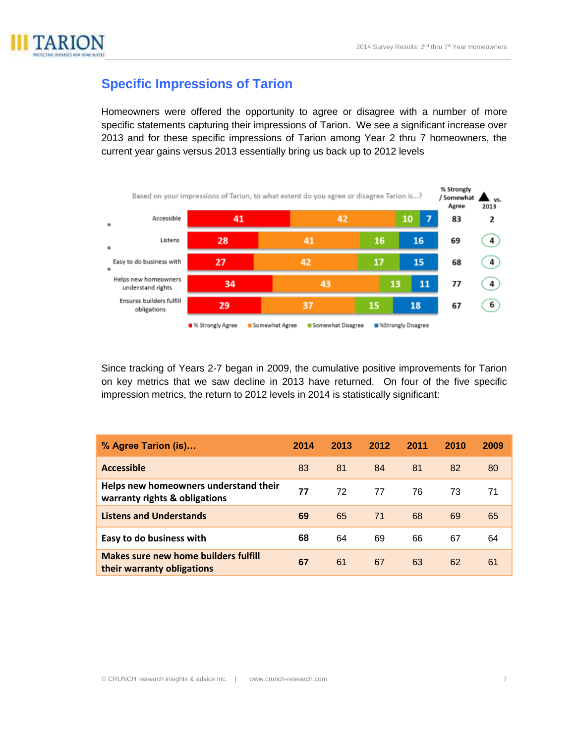## Specific Impressions of Tarion

Homeowners were offered the opportunity to agree or disagree with a number of more specific statements capturing their impressions of Tarion. We see a significant increase over 2013 and for these specific impressions of Tarion among Year 2 thru 7 homeowners, the current year gains versus 2013 essentially bring us back up to 2012 levels

Based on your impressions of Tarion, to what extent do you agree or disagree Tarion is...?

| | % Strongly Agree | Somewhat Agree | Somewhat Disagree | %Strongly Disagree | % Strongly / Somewhat Agree | ▲ vs. 2013 |
|---|---|---|---|---|---|---|
| Accessible | 41 | 42 | 10 | 7 | 83 | 2 |
| * Listens | 28 | 41 | 16 | 16 | 69 | 4 |
| * Easy to do business with | 27 | 42 | 17 | 15 | 68 | 4 |
| * Helps new homeowners understand rights | 34 | 43 | 13 | 11 | 77 | 4 |
| Ensures builders fulfill obligations | 29 | 37 | 15 | 18 | 67 | 6 |

Since tracking of Years 2-7 began in 2009, the cumulative positive improvements for Tarion on key metrics that we saw decline in 2013 have returned. On four of the five specific impression metrics, the return to 2012 levels in 2014 is statistically significant:

| % Agree Tarion (is)… | 2014 | 2013 | 2012 | 2011 | 2010 | 2009 |
|---|---|---|---|---|---|---|
| **Accessible** | 83 | 81 | 84 | 81 | 82 | 80 |
| **Helps new homeowners understand their warranty rights & obligations** | **77** | 72 | 77 | 76 | 73 | 71 |
| **Listens and Understands** | **69** | 65 | 71 | 68 | 69 | 65 |
| **Easy to do business with** | **68** | 64 | 69 | 66 | 67 | 64 |
| **Makes sure new home builders fulfill their warranty obligations** | **67** | 61 | 67 | 63 | 62 | 61 |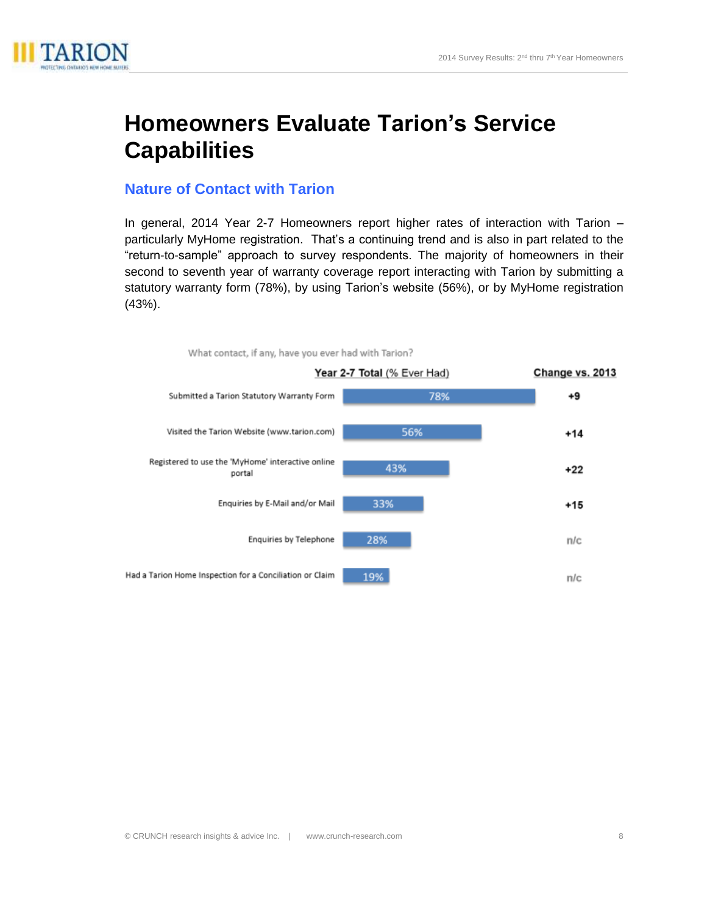# Homeowners Evaluate Tarion's Service Capabilities

## Nature of Contact with Tarion

In general, 2014 Year 2-7 Homeowners report higher rates of interaction with Tarion – particularly MyHome registration. That's a continuing trend and is also in part related to the "return-to-sample" approach to survey respondents. The majority of homeowners in their second to seventh year of warranty coverage report interacting with Tarion by submitting a statutory warranty form (78%), by using Tarion's website (56%), or by MyHome registration (43%).

What contact, if any, have you ever had with Tarion?

| | Year 2-7 Total (% Ever Had) | Change vs. 2013 |
|---|---|---|
| Submitted a Tarion Statutory Warranty Form | 78% | +9 |
| Visited the Tarion Website (www.tarion.com) | 56% | +14 |
| Registered to use the 'MyHome' interactive online portal | 43% | +22 |
| Enquiries by E-Mail and/or Mail | 33% | +15 |
| Enquiries by Telephone | 28% | n/c |
| Had a Tarion Home Inspection for a Conciliation or Claim | 19% | n/c |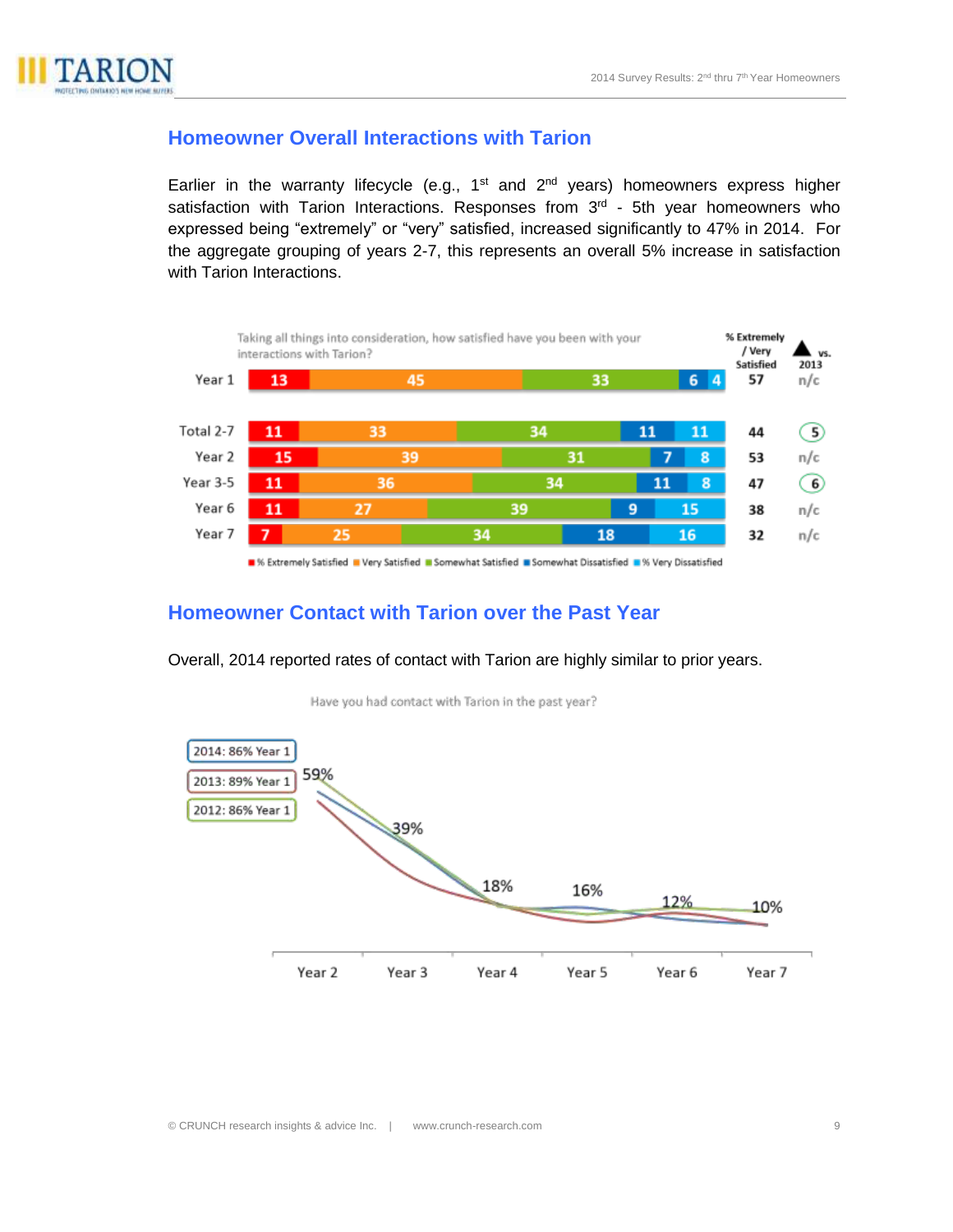## Homeowner Overall Interactions with Tarion

Earlier in the warranty lifecycle (e.g., 1st and 2nd years) homeowners express higher satisfaction with Tarion Interactions. Responses from 3rd - 5th year homeowners who expressed being "extremely" or "very" satisfied, increased significantly to 47% in 2014. For the aggregate grouping of years 2-7, this represents an overall 5% increase in satisfaction with Tarion Interactions.

Taking all things into consideration, how satisfied have you been with your interactions with Tarion?

| | % Extremely Satisfied | Very Satisfied | Somewhat Satisfied | Somewhat Dissatisfied | % Very Dissatisfied | % Extremely / Very Satisfied | ▲ vs. 2013 |
|---|---|---|---|---|---|---|---|
| Year 1 | 13 | 45 | 33 | 6 | 4 | 57 | n/c |
| Total 2-7 | 11 | 33 | 34 | 11 | 11 | 44 | 5 |
| Year 2 | 15 | 39 | 31 | 7 | 8 | 53 | n/c |
| Year 3-5 | 11 | 36 | 34 | 11 | 8 | 47 | 6 |
| Year 6 | 11 | 27 | 39 | 9 | 15 | 38 | n/c |
| Year 7 | 7 | 25 | 34 | 18 | 16 | 32 | n/c |

## Homeowner Contact with Tarion over the Past Year

Overall, 2014 reported rates of contact with Tarion are highly similar to prior years.

Have you had contact with Tarion in the past year?

2014: 86% Year 1
2013: 89% Year 1
2012: 86% Year 1

| | Year 2 | Year 3 | Year 4 | Year 5 | Year 6 | Year 7 |
|---|---|---|---|---|---|---|
| % | 59% | 39% | 18% | 16% | 12% | 10% |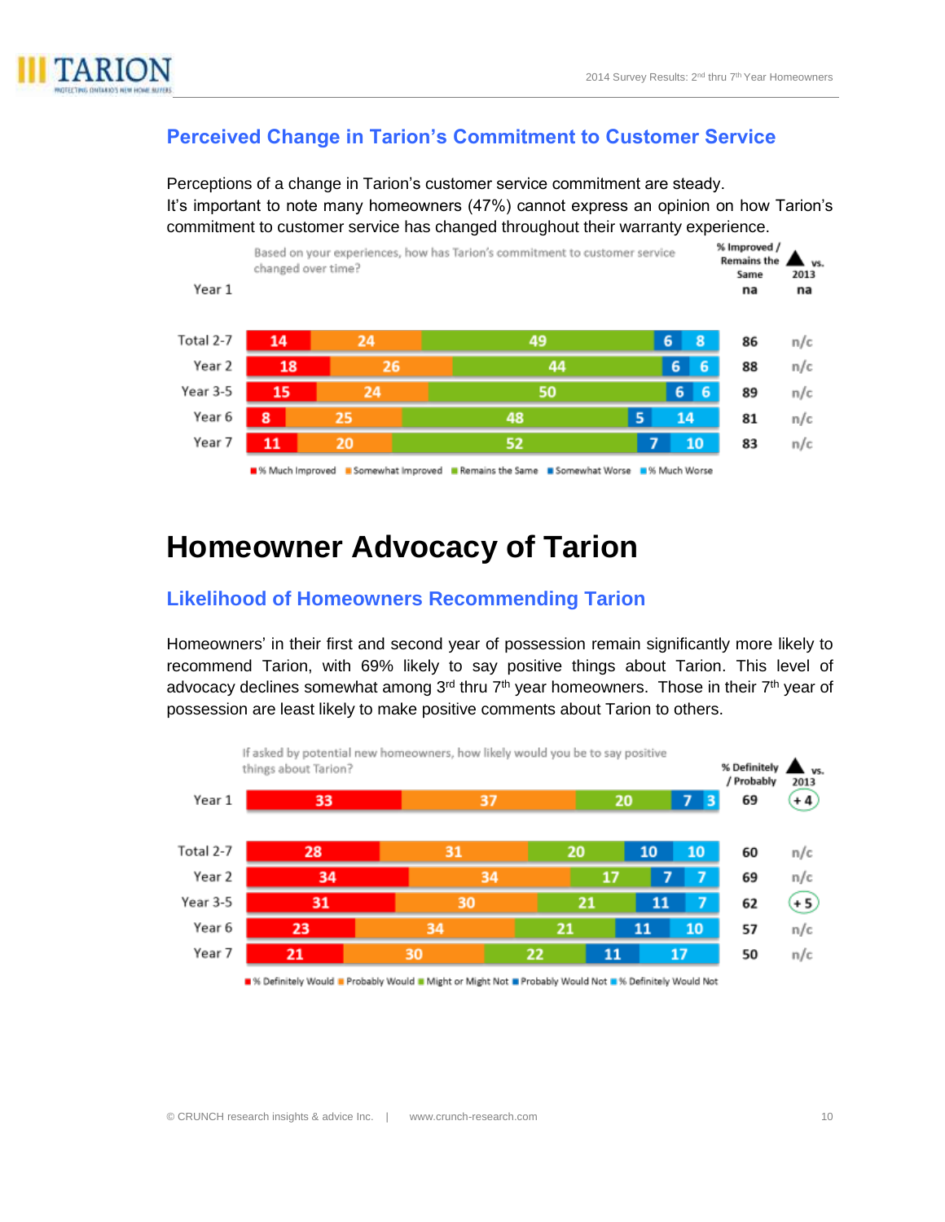## Perceived Change in Tarion's Commitment to Customer Service

Perceptions of a change in Tarion's customer service commitment are steady.
It's important to note many homeowners (47%) cannot express an opinion on how Tarion's commitment to customer service has changed throughout their warranty experience.

Based on your experiences, how has Tarion's commitment to customer service changed over time?

| | % Much Improved | Somewhat Improved | Remains the Same | Somewhat Worse | % Much Worse | % Improved / Remains the Same | ▲ vs. 2013 |
|---|---|---|---|---|---|---|---|
| Year 1 | | | | | | na | na |
| Total 2-7 | 14 | 24 | 49 | 6 | 8 | 86 | n/c |
| Year 2 | 18 | 26 | 44 | 6 | 6 | 88 | n/c |
| Year 3-5 | 15 | 24 | 50 | 6 | 6 | 89 | n/c |
| Year 6 | 8 | 25 | 48 | 5 | 14 | 81 | n/c |
| Year 7 | 11 | 20 | 52 | 7 | 10 | 83 | n/c |

# Homeowner Advocacy of Tarion

## Likelihood of Homeowners Recommending Tarion

Homeowners' in their first and second year of possession remain significantly more likely to recommend Tarion, with 69% likely to say positive things about Tarion. This level of advocacy declines somewhat among 3rd thru 7th year homeowners. Those in their 7th year of possession are least likely to make positive comments about Tarion to others.

If asked by potential new homeowners, how likely would you be to say positive things about Tarion?

| | % Definitely Would | Probably Would | Might or Might Not | Probably Would Not | % Definitely Would Not | % Definitely / Probably | ▲ vs. 2013 |
|---|---|---|---|---|---|---|---|
| Year 1 | 33 | 37 | 20 | 7 | 3 | 69 | +4 |
| Total 2-7 | 28 | 31 | 20 | 10 | 10 | 60 | n/c |
| Year 2 | 34 | 34 | 17 | 7 | 7 | 69 | n/c |
| Year 3-5 | 31 | 30 | 21 | 11 | 7 | 62 | +5 |
| Year 6 | 23 | 34 | 21 | 11 | 10 | 57 | n/c |
| Year 7 | 21 | 30 | 22 | 11 | 17 | 50 | n/c |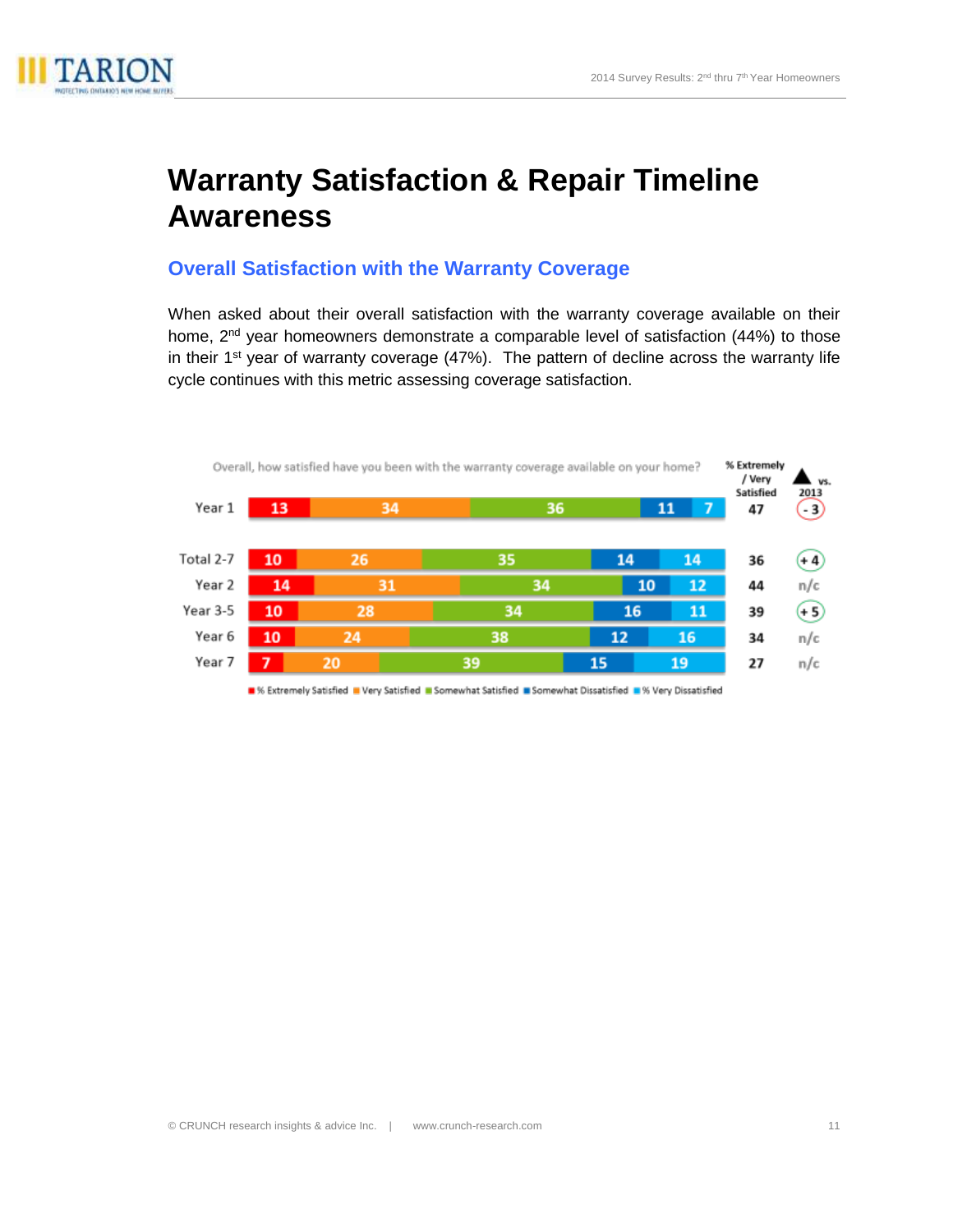# Warranty Satisfaction & Repair Timeline Awareness

## Overall Satisfaction with the Warranty Coverage

When asked about their overall satisfaction with the warranty coverage available on their home, 2nd year homeowners demonstrate a comparable level of satisfaction (44%) to those in their 1st year of warranty coverage (47%). The pattern of decline across the warranty life cycle continues with this metric assessing coverage satisfaction.

Overall, how satisfied have you been with the warranty coverage available on your home?

| | % Extremely Satisfied | Very Satisfied | Somewhat Satisfied | Somewhat Dissatisfied | % Very Dissatisfied | % Extremely / Very Satisfied | ▲ vs. 2013 |
|---|---|---|---|---|---|---|---|
| Year 1 | 13 | 34 | 36 | 11 | 7 | 47 | - 3 |
| Total 2-7 | 10 | 26 | 35 | 14 | 14 | 36 | + 4 |
| Year 2 | 14 | 31 | 34 | 10 | 12 | 44 | n/c |
| Year 3-5 | 10 | 28 | 34 | 16 | 11 | 39 | + 5 |
| Year 6 | 10 | 24 | 38 | 12 | 16 | 34 | n/c |
| Year 7 | 7 | 20 | 39 | 15 | 19 | 27 | n/c |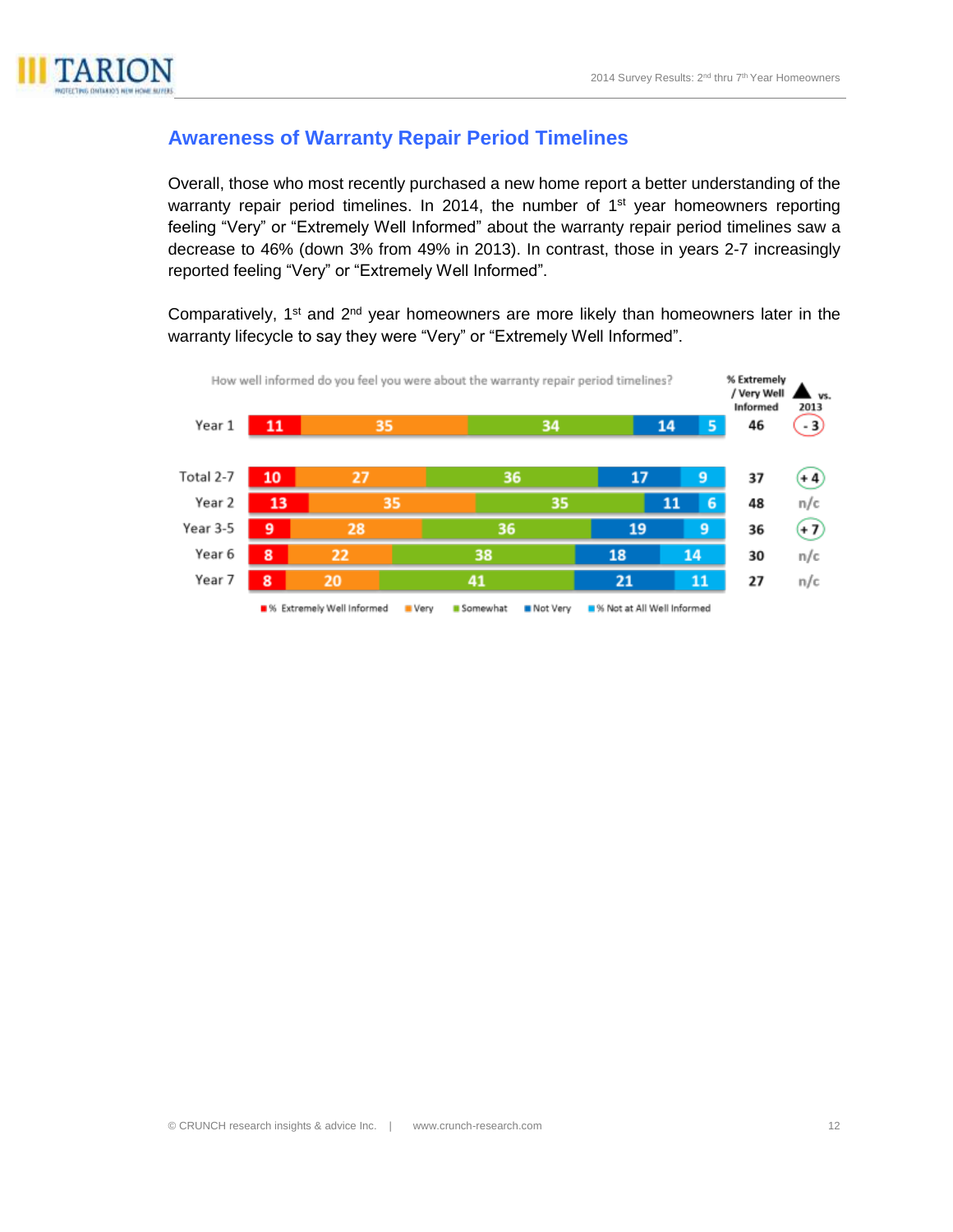## Awareness of Warranty Repair Period Timelines

Overall, those who most recently purchased a new home report a better understanding of the warranty repair period timelines. In 2014, the number of 1st year homeowners reporting feeling "Very" or "Extremely Well Informed" about the warranty repair period timelines saw a decrease to 46% (down 3% from 49% in 2013). In contrast, those in years 2-7 increasingly reported feeling "Very" or "Extremely Well Informed".

Comparatively, 1st and 2nd year homeowners are more likely than homeowners later in the warranty lifecycle to say they were "Very" or "Extremely Well Informed".

How well informed do you feel you were about the warranty repair period timelines?

| | % Extremely Well Informed | Very | Somewhat | Not Very | % Not at All Well Informed | % Extremely / Very Well Informed | ▲ vs. 2013 |
|---|---|---|---|---|---|---|---|
| Year 1 | 11 | 35 | 34 | 14 | 5 | 46 | - 3 |
| Total 2-7 | 10 | 27 | 36 | 17 | 9 | 37 | + 4 |
| Year 2 | 13 | 35 | 35 | 11 | 6 | 48 | n/c |
| Year 3-5 | 9 | 28 | 36 | 19 | 9 | 36 | + 7 |
| Year 6 | 8 | 22 | 38 | 18 | 14 | 30 | n/c |
| Year 7 | 8 | 20 | 41 | 21 | 11 | 27 | n/c |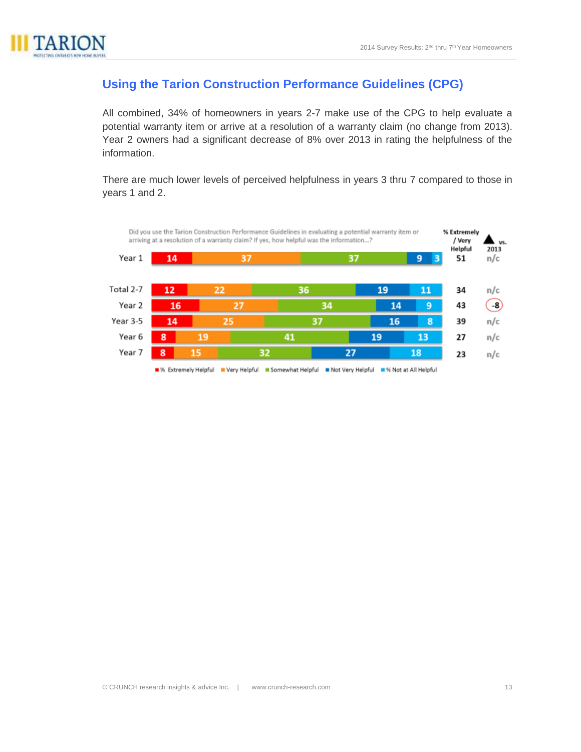## Using the Tarion Construction Performance Guidelines (CPG)

All combined, 34% of homeowners in years 2-7 make use of the CPG to help evaluate a potential warranty item or arrive at a resolution of a warranty claim (no change from 2013). Year 2 owners had a significant decrease of 8% over 2013 in rating the helpfulness of the information.

There are much lower levels of perceived helpfulness in years 3 thru 7 compared to those in years 1 and 2.

Did you use the Tarion Construction Performance Guidelines in evaluating a potential warranty item or arriving at a resolution of a warranty claim? If yes, how helpful was the information...?

| | % Extremely Helpful | Very Helpful | Somewhat Helpful | Not Very Helpful | % Not at All Helpful | % Extremely / Very Helpful | ▲ vs. 2013 |
|---|---|---|---|---|---|---|---|
| Year 1 | 14 | 37 | 37 | 9 | 3 | 51 | n/c |
| Total 2-7 | 12 | 22 | 36 | 19 | 11 | 34 | n/c |
| Year 2 | 16 | 27 | 34 | 14 | 9 | 43 | -8 |
| Year 3-5 | 14 | 25 | 37 | 16 | 8 | 39 | n/c |
| Year 6 | 8 | 19 | 41 | 19 | 13 | 27 | n/c |
| Year 7 | 8 | 15 | 32 | 27 | 18 | 23 | n/c |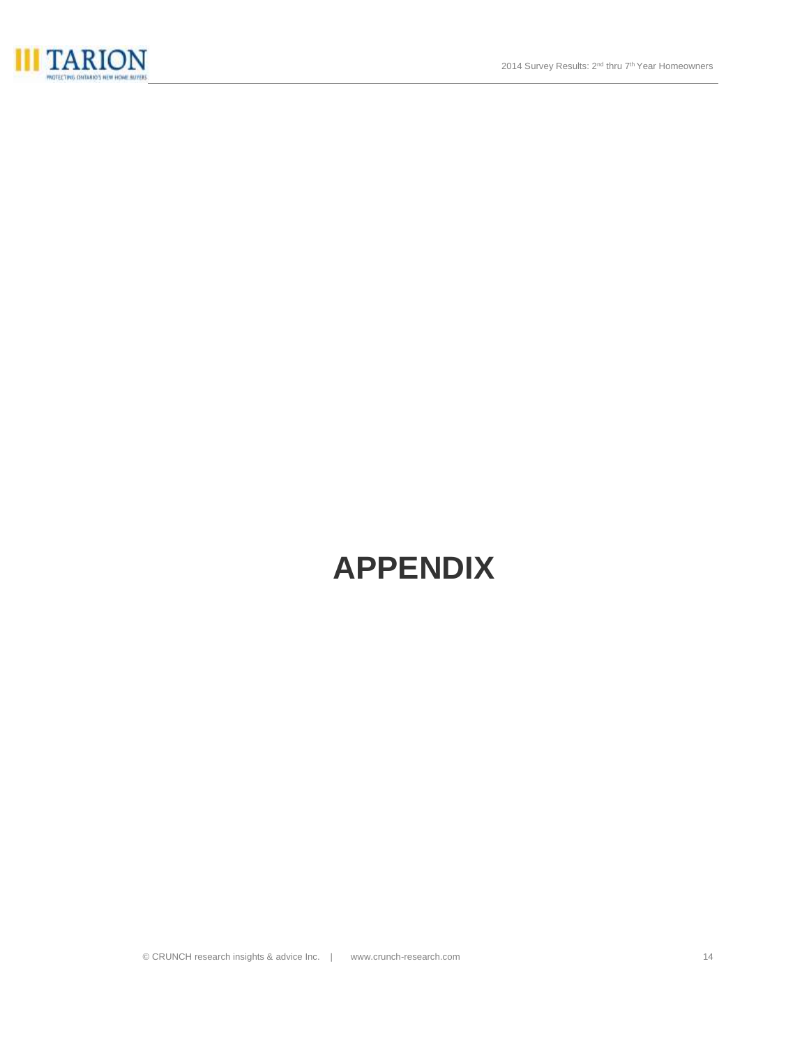# APPENDIX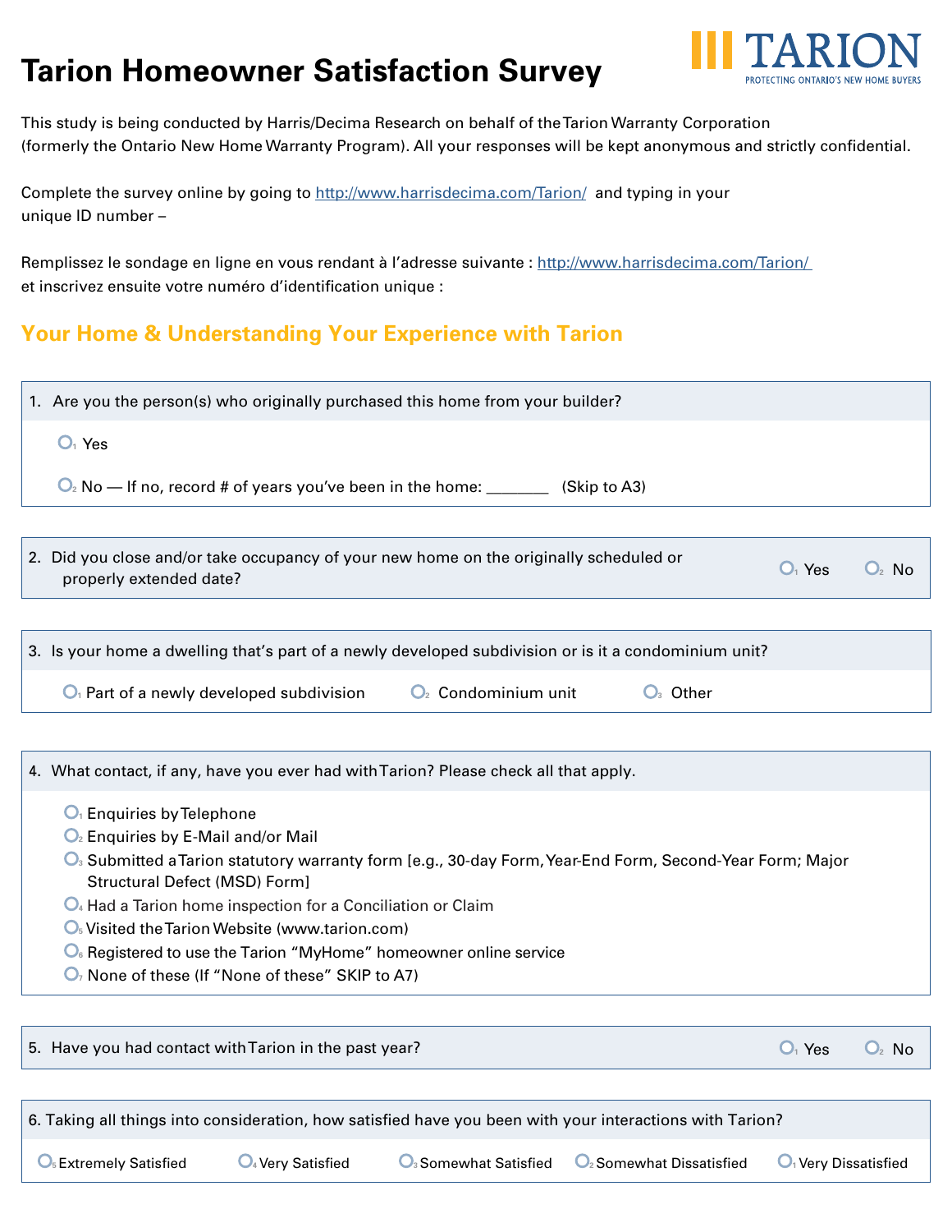# Tarion Homeowner Satisfaction Survey

TARION — PROTECTING ONTARIO'S NEW HOME BUYERS

This study is being conducted by Harris/Decima Research on behalf of the Tarion Warranty Corporation (formerly the Ontario New Home Warranty Program). All your responses will be kept anonymous and strictly confidential.

Complete the survey online by going to http://www.harrisdecima.com/Tarion/ and typing in your unique ID number –

Remplissez le sondage en ligne en vous rendant à l'adresse suivante : http://www.harrisdecima.com/Tarion/ et inscrivez ensuite votre numéro d'identification unique :

## Your Home & Understanding Your Experience with Tarion

**1. Are you the person(s) who originally purchased this home from your builder?**

- ○1 Yes
- ○2 No — If no, record # of years you've been in the home: ________ (Skip to A3)

**2. Did you close and/or take occupancy of your new home on the originally scheduled or properly extended date?**

○1 Yes ○2 No

**3. Is your home a dwelling that's part of a newly developed subdivision or is it a condominium unit?**

○1 Part of a newly developed subdivision ○2 Condominium unit ○3 Other

**4. What contact, if any, have you ever had with Tarion? Please check all that apply.**

- ○1 Enquiries by Telephone
- ○2 Enquiries by E-Mail and/or Mail
- ○3 Submitted a Tarion statutory warranty form [e.g., 30-day Form, Year-End Form, Second-Year Form; Major Structural Defect (MSD) Form]
- ○4 Had a Tarion home inspection for a Conciliation or Claim
- ○5 Visited the Tarion Website (www.tarion.com)
- ○6 Registered to use the Tarion "MyHome" homeowner online service
- ○7 None of these (If "None of these" SKIP to A7)

**5. Have you had contact with Tarion in the past year?**

○1 Yes ○2 No

**6. Taking all things into consideration, how satisfied have you been with your interactions with Tarion?**

○5 Extremely Satisfied ○4 Very Satisfied ○3 Somewhat Satisfied ○2 Somewhat Dissatisfied ○1 Very Dissatisfied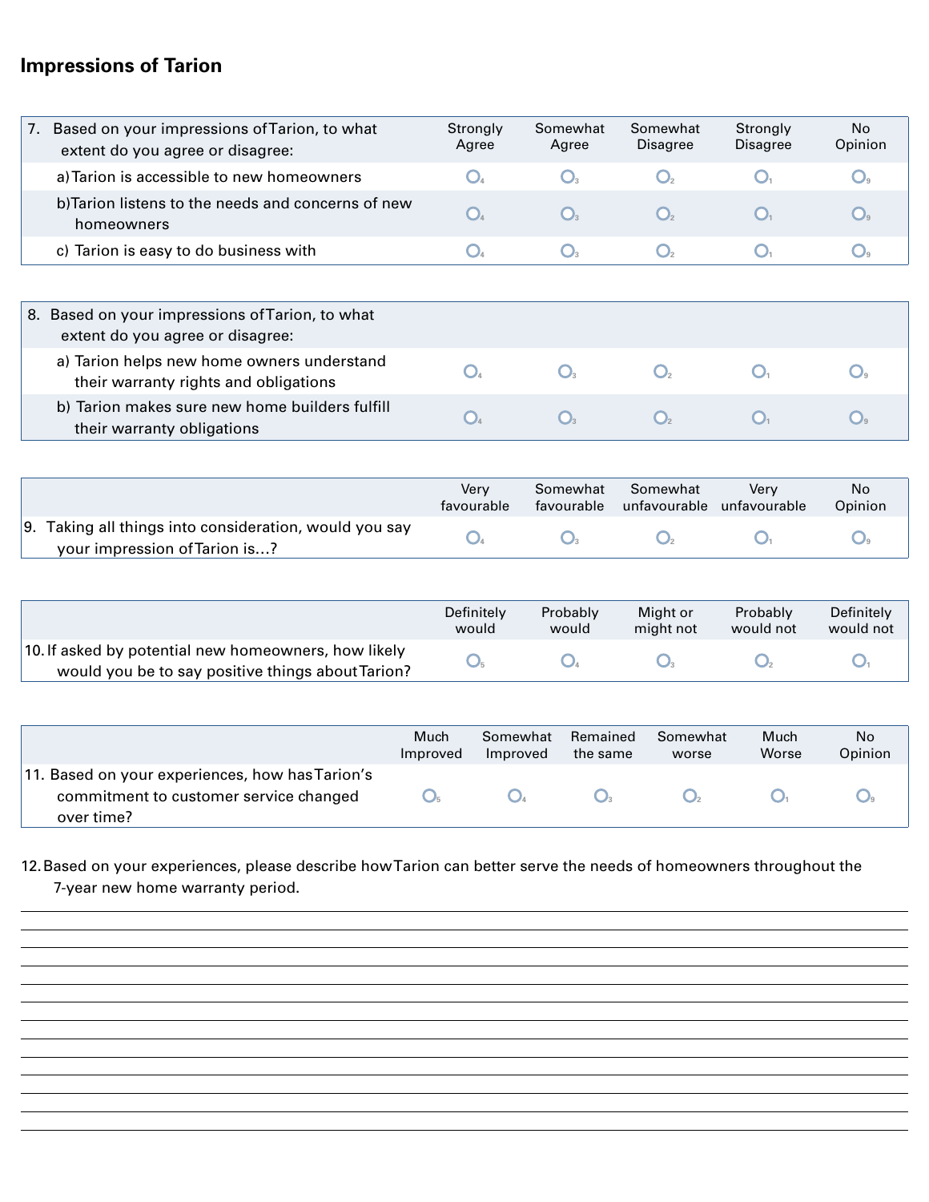## Impressions of Tarion

| 7. Based on your impressions of Tarion, to what extent do you agree or disagree: | Strongly Agree | Somewhat Agree | Somewhat Disagree | Strongly Disagree | No Opinion |
|---|---|---|---|---|---|
| a) Tarion is accessible to new homeowners | O4 | O3 | O2 | O1 | O9 |
| b) Tarion listens to the needs and concerns of new homeowners | O4 | O3 | O2 | O1 | O9 |
| c) Tarion is easy to do business with | O4 | O3 | O2 | O1 | O9 |

| 8. Based on your impressions of Tarion, to what extent do you agree or disagree: | | | | | |
|---|---|---|---|---|---|
| a) Tarion helps new home owners understand their warranty rights and obligations | O4 | O3 | O2 | O1 | O9 |
| b) Tarion makes sure new home builders fulfill their warranty obligations | O4 | O3 | O2 | O1 | O9 |

| | Very favourable | Somewhat favourable | Somewhat unfavourable | Very unfavourable | No Opinion |
|---|---|---|---|---|---|
| 9. Taking all things into consideration, would you say your impression of Tarion is...? | O4 | O3 | O2 | O1 | O9 |

| | Definitely would | Probably would | Might or might not | Probably would not | Definitely would not |
|---|---|---|---|---|---|
| 10. If asked by potential new homeowners, how likely would you be to say positive things about Tarion? | O5 | O4 | O3 | O2 | O1 |

| | Much Improved | Somewhat Improved | Remained the same | Somewhat worse | Much Worse | No Opinion |
|---|---|---|---|---|---|---|
| 11. Based on your experiences, how has Tarion's commitment to customer service changed over time? | O5 | O4 | O3 | O2 | O1 | O9 |

12. Based on your experiences, please describe how Tarion can better serve the needs of homeowners throughout the 7-year new home warranty period.

_______________________________________________

_______________________________________________

_______________________________________________

_______________________________________________

_______________________________________________

_______________________________________________

_______________________________________________

_______________________________________________

_______________________________________________

_______________________________________________

_______________________________________________

_______________________________________________